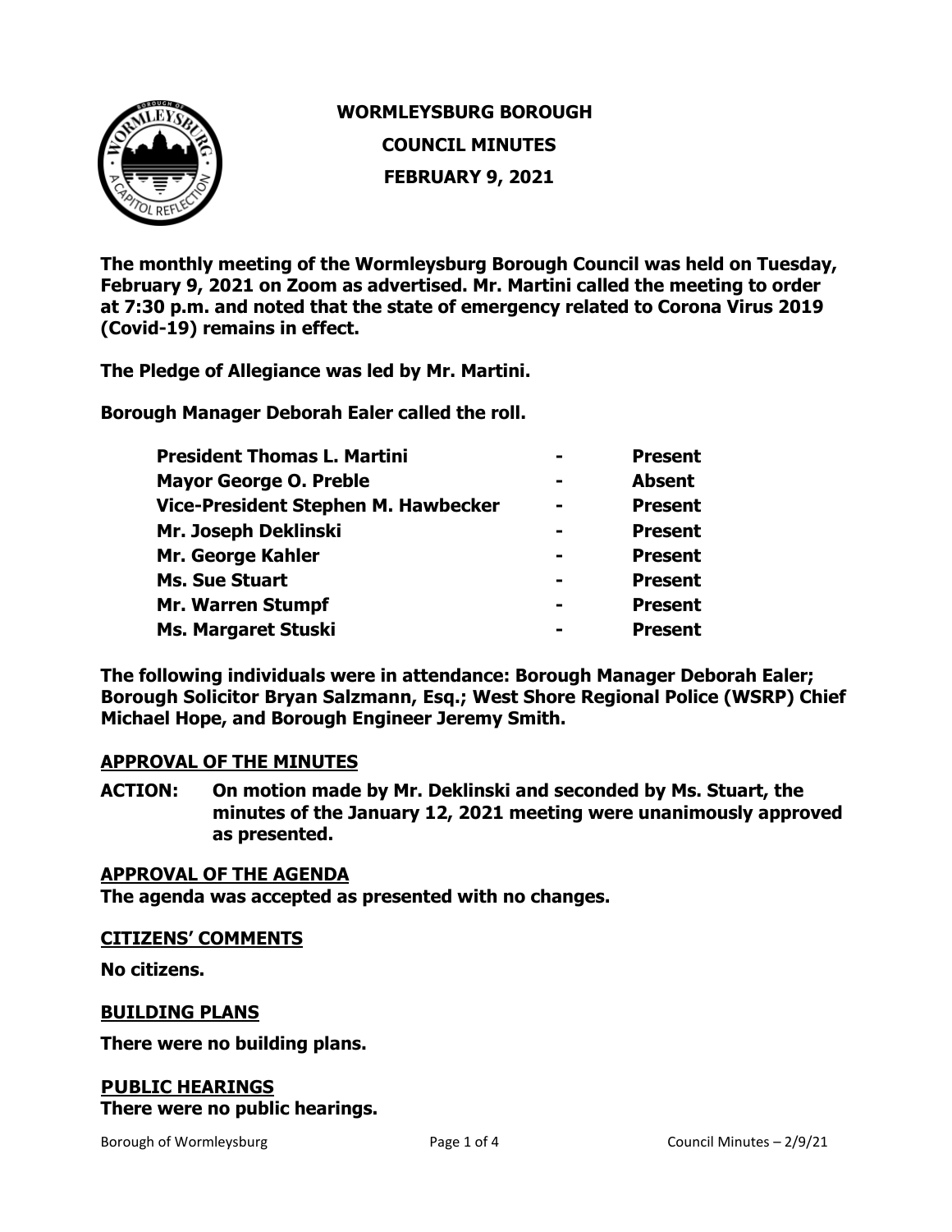# WORMLEYSBURG BOROUGH
## COUNCIL MINUTES
## FEBRUARY 9, 2021

**The monthly meeting of the Wormleysburg Borough Council was held on Tuesday, February 9, 2021 on Zoom as advertised. Mr. Martini called the meeting to order at 7:30 p.m. and noted that the state of emergency related to Corona Virus 2019 (Covid-19) remains in effect.**

**The Pledge of Allegiance was led by Mr. Martini.**

**Borough Manager Deborah Ealer called the roll.**

| | | |
|---|---|---|
| **President Thomas L. Martini** | **-** | **Present** |
| **Mayor George O. Preble** | **-** | **Absent** |
| **Vice-President Stephen M. Hawbecker** | **-** | **Present** |
| **Mr. Joseph Deklinski** | **-** | **Present** |
| **Mr. George Kahler** | **-** | **Present** |
| **Ms. Sue Stuart** | **-** | **Present** |
| **Mr. Warren Stumpf** | **-** | **Present** |
| **Ms. Margaret Stuski** | **-** | **Present** |

**The following individuals were in attendance: Borough Manager Deborah Ealer; Borough Solicitor Bryan Salzmann, Esq.; West Shore Regional Police (WSRP) Chief Michael Hope, and Borough Engineer Jeremy Smith.**

### APPROVAL OF THE MINUTES

**ACTION: On motion made by Mr. Deklinski and seconded by Ms. Stuart, the minutes of the January 12, 2021 meeting were unanimously approved as presented.**

### APPROVAL OF THE AGENDA

**The agenda was accepted as presented with no changes.**

### CITIZENS' COMMENTS

**No citizens.**

### BUILDING PLANS

**There were no building plans.**

### PUBLIC HEARINGS

**There were no public hearings.**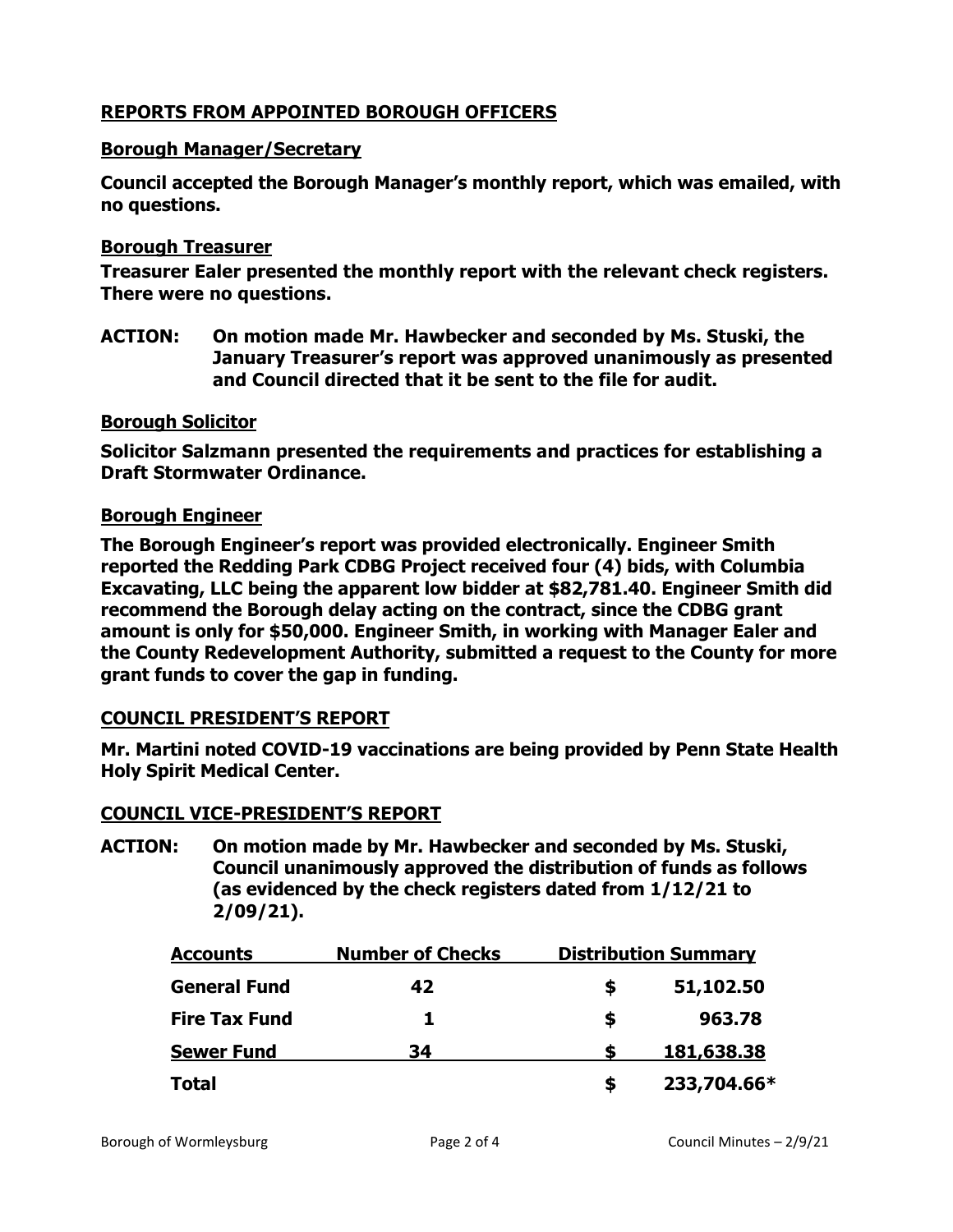## REPORTS FROM APPOINTED BOROUGH OFFICERS

### Borough Manager/Secretary

**Council accepted the Borough Manager's monthly report, which was emailed, with no questions.**

### Borough Treasurer

**Treasurer Ealer presented the monthly report with the relevant check registers. There were no questions.**

**ACTION: On motion made Mr. Hawbecker and seconded by Ms. Stuski, the January Treasurer's report was approved unanimously as presented and Council directed that it be sent to the file for audit.**

### Borough Solicitor

**Solicitor Salzmann presented the requirements and practices for establishing a Draft Stormwater Ordinance.**

### Borough Engineer

**The Borough Engineer's report was provided electronically. Engineer Smith reported the Redding Park CDBG Project received four (4) bids, with Columbia Excavating, LLC being the apparent low bidder at $82,781.40. Engineer Smith did recommend the Borough delay acting on the contract, since the CDBG grant amount is only for $50,000. Engineer Smith, in working with Manager Ealer and the County Redevelopment Authority, submitted a request to the County for more grant funds to cover the gap in funding.**

## COUNCIL PRESIDENT'S REPORT

**Mr. Martini noted COVID-19 vaccinations are being provided by Penn State Health Holy Spirit Medical Center.**

## COUNCIL VICE-PRESIDENT'S REPORT

**ACTION: On motion made by Mr. Hawbecker and seconded by Ms. Stuski, Council unanimously approved the distribution of funds as follows (as evidenced by the check registers dated from 1/12/21 to 2/09/21).**

| Accounts | Number of Checks | Distribution Summary |
|---|---|---|
| **General Fund** | **42** | **$ 51,102.50** |
| **Fire Tax Fund** | **1** | **$ 963.78** |
| **Sewer Fund** | **34** | **$ 181,638.38** |
| **Total** | | **$ 233,704.66*** |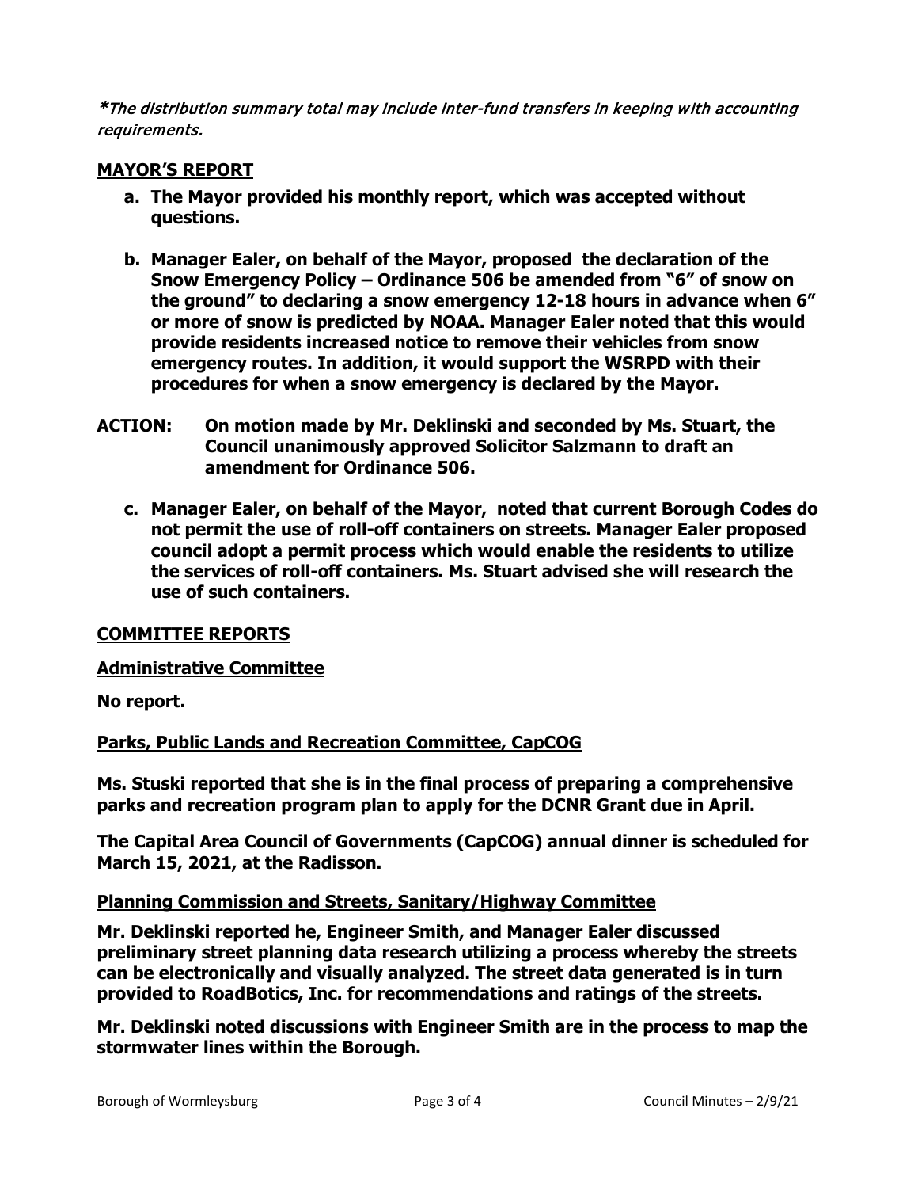*\*The distribution summary total may include inter-fund transfers in keeping with accounting requirements.*

## MAYOR'S REPORT

**a. The Mayor provided his monthly report, which was accepted without questions.**

**b. Manager Ealer, on behalf of the Mayor, proposed the declaration of the Snow Emergency Policy – Ordinance 506 be amended from "6" of snow on the ground" to declaring a snow emergency 12-18 hours in advance when 6" or more of snow is predicted by NOAA. Manager Ealer noted that this would provide residents increased notice to remove their vehicles from snow emergency routes. In addition, it would support the WSRPD with their procedures for when a snow emergency is declared by the Mayor.**

**ACTION: On motion made by Mr. Deklinski and seconded by Ms. Stuart, the Council unanimously approved Solicitor Salzmann to draft an amendment for Ordinance 506.**

**c. Manager Ealer, on behalf of the Mayor, noted that current Borough Codes do not permit the use of roll-off containers on streets. Manager Ealer proposed council adopt a permit process which would enable the residents to utilize the services of roll-off containers. Ms. Stuart advised she will research the use of such containers.**

## COMMITTEE REPORTS

### Administrative Committee

**No report.**

### Parks, Public Lands and Recreation Committee, CapCOG

**Ms. Stuski reported that she is in the final process of preparing a comprehensive parks and recreation program plan to apply for the DCNR Grant due in April.**

**The Capital Area Council of Governments (CapCOG) annual dinner is scheduled for March 15, 2021, at the Radisson.**

### Planning Commission and Streets, Sanitary/Highway Committee

**Mr. Deklinski reported he, Engineer Smith, and Manager Ealer discussed preliminary street planning data research utilizing a process whereby the streets can be electronically and visually analyzed. The street data generated is in turn provided to RoadBotics, Inc. for recommendations and ratings of the streets.**

**Mr. Deklinski noted discussions with Engineer Smith are in the process to map the stormwater lines within the Borough.**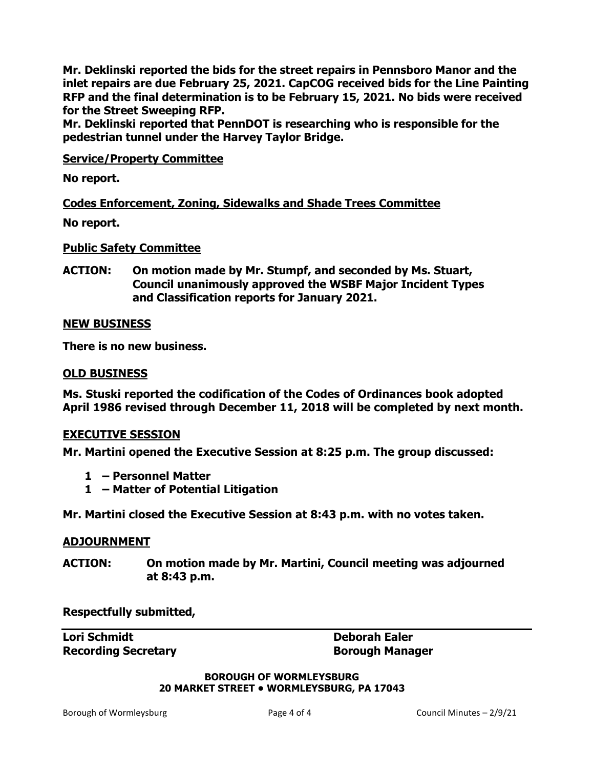**Mr. Deklinski reported the bids for the street repairs in Pennsboro Manor and the inlet repairs are due February 25, 2021. CapCOG received bids for the Line Painting RFP and the final determination is to be February 15, 2021. No bids were received for the Street Sweeping RFP.**

**Mr. Deklinski reported that PennDOT is researching who is responsible for the pedestrian tunnel under the Harvey Taylor Bridge.**

**Service/Property Committee**

**No report.**

**Codes Enforcement, Zoning, Sidewalks and Shade Trees Committee**

**No report.**

**Public Safety Committee**

**ACTION: On motion made by Mr. Stumpf, and seconded by Ms. Stuart, Council unanimously approved the WSBF Major Incident Types and Classification reports for January 2021.**

## NEW BUSINESS

**There is no new business.**

## OLD BUSINESS

**Ms. Stuski reported the codification of the Codes of Ordinances book adopted April 1986 revised through December 11, 2018 will be completed by next month.**

## EXECUTIVE SESSION

**Mr. Martini opened the Executive Session at 8:25 p.m. The group discussed:**

- **1 – Personnel Matter**
- **1 – Matter of Potential Litigation**

**Mr. Martini closed the Executive Session at 8:43 p.m. with no votes taken.**

## ADJOURNMENT

**ACTION: On motion made by Mr. Martini, Council meeting was adjourned at 8:43 p.m.**

**Respectfully submitted,**

**Lori Schmidt**
**Recording Secretary**

**Deborah Ealer**
**Borough Manager**

**BOROUGH OF WORMLEYSBURG**
**20 MARKET STREET • WORMLEYSBURG, PA 17043**